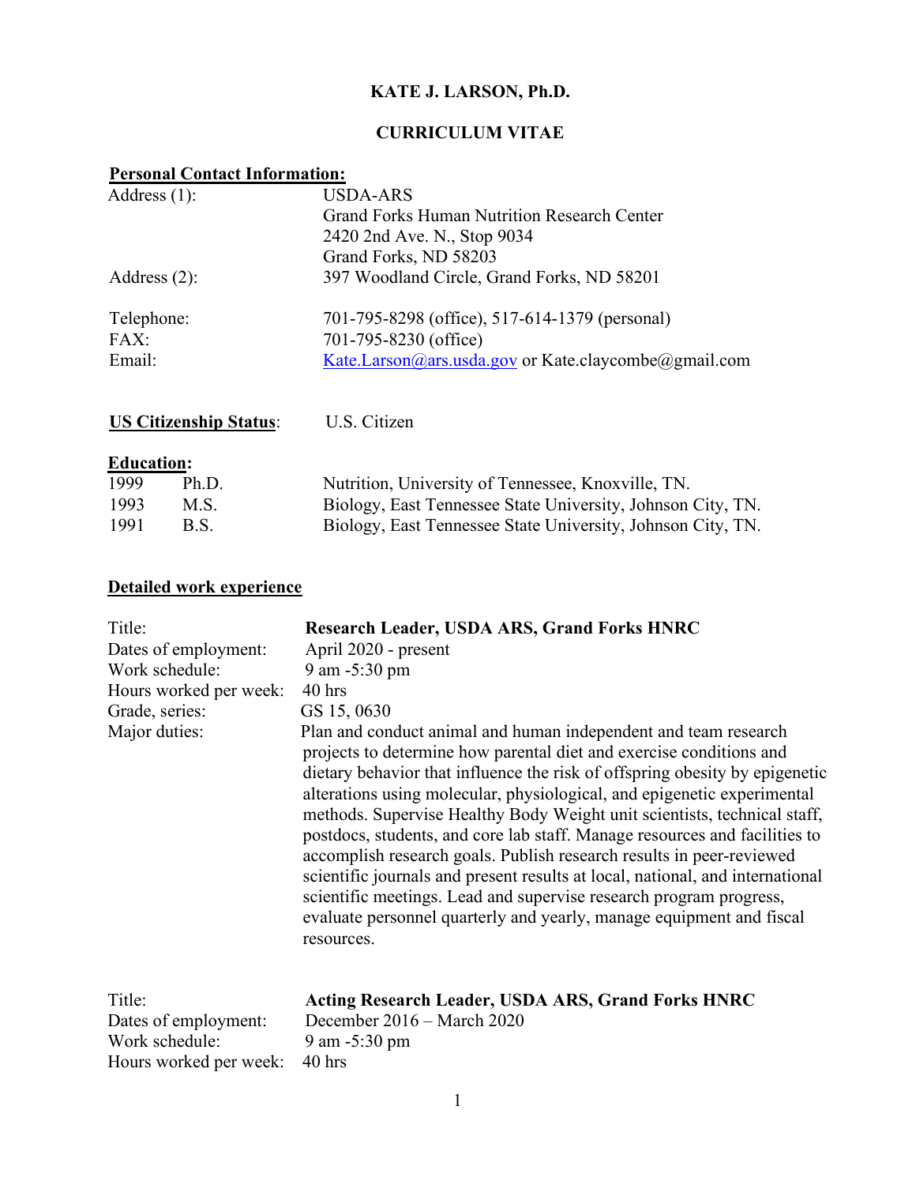# KATE J. LARSON, Ph.D.

## CURRICULUM VITAE

**Personal Contact Information:**

| | |
|---|---|
| Address (1): | USDA-ARS<br>Grand Forks Human Nutrition Research Center<br>2420 2nd Ave. N., Stop 9034<br>Grand Forks, ND 58203 |
| Address (2): | 397 Woodland Circle, Grand Forks, ND 58201 |
| Telephone: | 701-795-8298 (office), 517-614-1379 (personal) |
| FAX: | 701-795-8230 (office) |
| Email: | Kate.Larson@ars.usda.gov or Kate.claycombe@gmail.com |

**US Citizenship Status**: U.S. Citizen

**Education:**

| | | |
|---|---|---|
| 1999 | Ph.D. | Nutrition, University of Tennessee, Knoxville, TN. |
| 1993 | M.S. | Biology, East Tennessee State University, Johnson City, TN. |
| 1991 | B.S. | Biology, East Tennessee State University, Johnson City, TN. |

**Detailed work experience**

| | |
|---|---|
| Title: | **Research Leader, USDA ARS, Grand Forks HNRC** |
| Dates of employment: | April 2020 - present |
| Work schedule: | 9 am -5:30 pm |
| Hours worked per week: | 40 hrs |
| Grade, series: | GS 15, 0630 |
| Major duties: | Plan and conduct animal and human independent and team research projects to determine how parental diet and exercise conditions and dietary behavior that influence the risk of offspring obesity by epigenetic alterations using molecular, physiological, and epigenetic experimental methods. Supervise Healthy Body Weight unit scientists, technical staff, postdocs, students, and core lab staff. Manage resources and facilities to accomplish research goals. Publish research results in peer-reviewed scientific journals and present results at local, national, and international scientific meetings. Lead and supervise research program progress, evaluate personnel quarterly and yearly, manage equipment and fiscal resources. |

| | |
|---|---|
| Title: | **Acting Research Leader, USDA ARS, Grand Forks HNRC** |
| Dates of employment: | December 2016 – March 2020 |
| Work schedule: | 9 am -5:30 pm |
| Hours worked per week: | 40 hrs |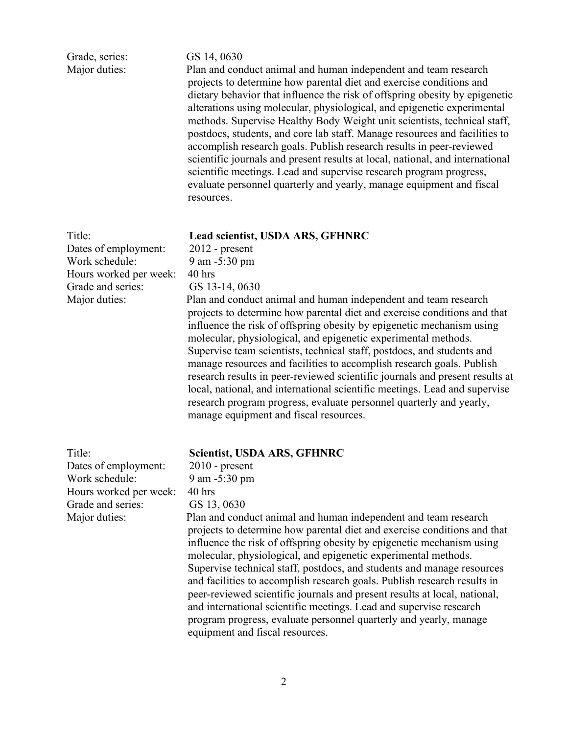Grade, series: GS 14, 0630

Major duties: Plan and conduct animal and human independent and team research projects to determine how parental diet and exercise conditions and dietary behavior that influence the risk of offspring obesity by epigenetic alterations using molecular, physiological, and epigenetic experimental methods. Supervise Healthy Body Weight unit scientists, technical staff, postdocs, students, and core lab staff. Manage resources and facilities to accomplish research goals. Publish research results in peer-reviewed scientific journals and present results at local, national, and international scientific meetings. Lead and supervise research program progress, evaluate personnel quarterly and yearly, manage equipment and fiscal resources.

Title: **Lead scientist, USDA ARS, GFHNRC**

Dates of employment: 2012 - present

Work schedule: 9 am -5:30 pm

Hours worked per week: 40 hrs

Grade and series: GS 13-14, 0630

Major duties: Plan and conduct animal and human independent and team research projects to determine how parental diet and exercise conditions and that influence the risk of offspring obesity by epigenetic mechanism using molecular, physiological, and epigenetic experimental methods. Supervise team scientists, technical staff, postdocs, and students and manage resources and facilities to accomplish research goals. Publish research results in peer-reviewed scientific journals and present results at local, national, and international scientific meetings. Lead and supervise research program progress, evaluate personnel quarterly and yearly, manage equipment and fiscal resources.

Title: **Scientist, USDA ARS, GFHNRC**

Dates of employment: 2010 - present

Work schedule: 9 am -5:30 pm

Hours worked per week: 40 hrs

Grade and series: GS 13, 0630

Major duties: Plan and conduct animal and human independent and team research projects to determine how parental diet and exercise conditions and that influence the risk of offspring obesity by epigenetic mechanism using molecular, physiological, and epigenetic experimental methods. Supervise technical staff, postdocs, and students and manage resources and facilities to accomplish research goals. Publish research results in peer-reviewed scientific journals and present results at local, national, and international scientific meetings. Lead and supervise research program progress, evaluate personnel quarterly and yearly, manage equipment and fiscal resources.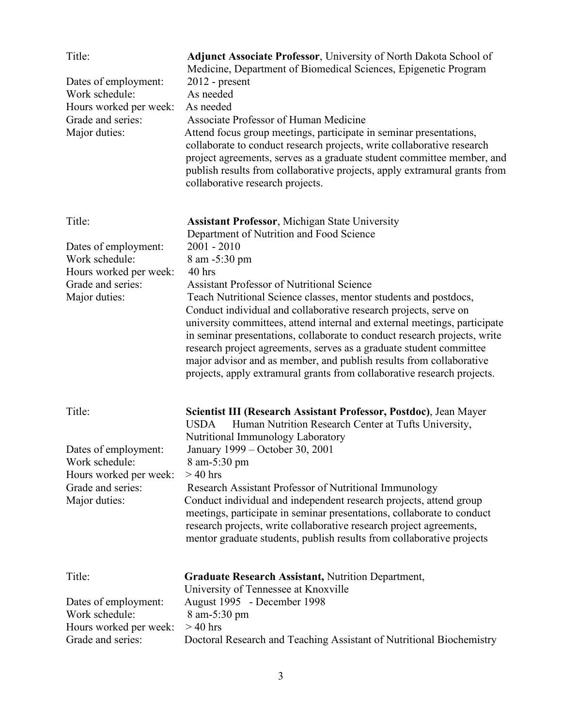Title: **Adjunct Associate Professor**, University of North Dakota School of Medicine, Department of Biomedical Sciences, Epigenetic Program
Dates of employment: 2012 - present
Work schedule: As needed
Hours worked per week: As needed
Grade and series: Associate Professor of Human Medicine
Major duties: Attend focus group meetings, participate in seminar presentations, collaborate to conduct research projects, write collaborative research project agreements, serves as a graduate student committee member, and publish results from collaborative projects, apply extramural grants from collaborative research projects.

Title: **Assistant Professor**, Michigan State University Department of Nutrition and Food Science
Dates of employment: 2001 - 2010
Work schedule: 8 am -5:30 pm
Hours worked per week: 40 hrs
Grade and series: Assistant Professor of Nutritional Science
Major duties: Teach Nutritional Science classes, mentor students and postdocs, Conduct individual and collaborative research projects, serve on university committees, attend internal and external meetings, participate in seminar presentations, collaborate to conduct research projects, write research project agreements, serves as a graduate student committee major advisor and as member, and publish results from collaborative projects, apply extramural grants from collaborative research projects.

Title: **Scientist III (Research Assistant Professor, Postdoc)**, Jean Mayer USDA Human Nutrition Research Center at Tufts University, Nutritional Immunology Laboratory
Dates of employment: January 1999 – October 30, 2001
Work schedule: 8 am-5:30 pm
Hours worked per week: > 40 hrs
Grade and series: Research Assistant Professor of Nutritional Immunology
Major duties: Conduct individual and independent research projects, attend group meetings, participate in seminar presentations, collaborate to conduct research projects, write collaborative research project agreements, mentor graduate students, publish results from collaborative projects

Title: **Graduate Research Assistant,** Nutrition Department, University of Tennessee at Knoxville
Dates of employment: August 1995 - December 1998
Work schedule: 8 am-5:30 pm
Hours worked per week: > 40 hrs
Grade and series: Doctoral Research and Teaching Assistant of Nutritional Biochemistry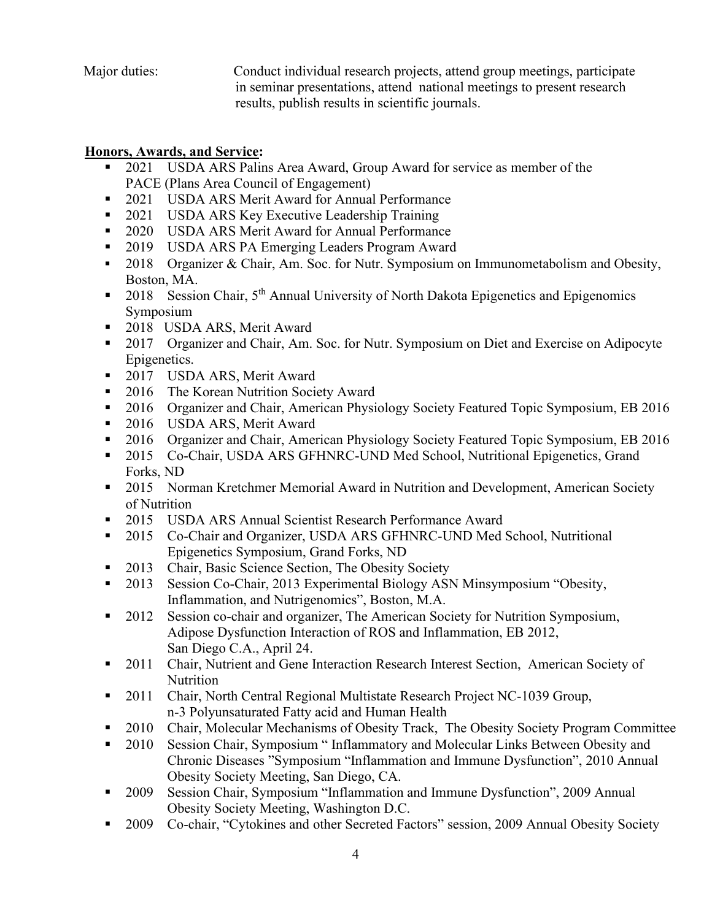Major duties: Conduct individual research projects, attend group meetings, participate in seminar presentations, attend national meetings to present research results, publish results in scientific journals.

**Honors, Awards, and Service:**

- 2021 USDA ARS Palins Area Award, Group Award for service as member of the PACE (Plans Area Council of Engagement)
- 2021 USDA ARS Merit Award for Annual Performance
- 2021 USDA ARS Key Executive Leadership Training
- 2020 USDA ARS Merit Award for Annual Performance
- 2019 USDA ARS PA Emerging Leaders Program Award
- 2018 Organizer & Chair, Am. Soc. for Nutr. Symposium on Immunometabolism and Obesity, Boston, MA.
- 2018 Session Chair, 5th Annual University of North Dakota Epigenetics and Epigenomics Symposium
- 2018 USDA ARS, Merit Award
- 2017 Organizer and Chair, Am. Soc. for Nutr. Symposium on Diet and Exercise on Adipocyte Epigenetics.
- 2017 USDA ARS, Merit Award
- 2016 The Korean Nutrition Society Award
- 2016 Organizer and Chair, American Physiology Society Featured Topic Symposium, EB 2016
- 2016 USDA ARS, Merit Award
- 2016 Organizer and Chair, American Physiology Society Featured Topic Symposium, EB 2016
- 2015 Co-Chair, USDA ARS GFHNRC-UND Med School, Nutritional Epigenetics, Grand Forks, ND
- 2015 Norman Kretchmer Memorial Award in Nutrition and Development, American Society of Nutrition
- 2015 USDA ARS Annual Scientist Research Performance Award
- 2015 Co-Chair and Organizer, USDA ARS GFHNRC-UND Med School, Nutritional Epigenetics Symposium, Grand Forks, ND
- 2013 Chair, Basic Science Section, The Obesity Society
- 2013 Session Co-Chair, 2013 Experimental Biology ASN Minsymposium "Obesity, Inflammation, and Nutrigenomics", Boston, M.A.
- 2012 Session co-chair and organizer, The American Society for Nutrition Symposium, Adipose Dysfunction Interaction of ROS and Inflammation, EB 2012, San Diego C.A., April 24.
- 2011 Chair, Nutrient and Gene Interaction Research Interest Section, American Society of Nutrition
- 2011 Chair, North Central Regional Multistate Research Project NC-1039 Group, n-3 Polyunsaturated Fatty acid and Human Health
- 2010 Chair, Molecular Mechanisms of Obesity Track, The Obesity Society Program Committee
- 2010 Session Chair, Symposium " Inflammatory and Molecular Links Between Obesity and Chronic Diseases "Symposium "Inflammation and Immune Dysfunction", 2010 Annual Obesity Society Meeting, San Diego, CA.
- 2009 Session Chair, Symposium "Inflammation and Immune Dysfunction", 2009 Annual Obesity Society Meeting, Washington D.C.
- 2009 Co-chair, "Cytokines and other Secreted Factors" session, 2009 Annual Obesity Society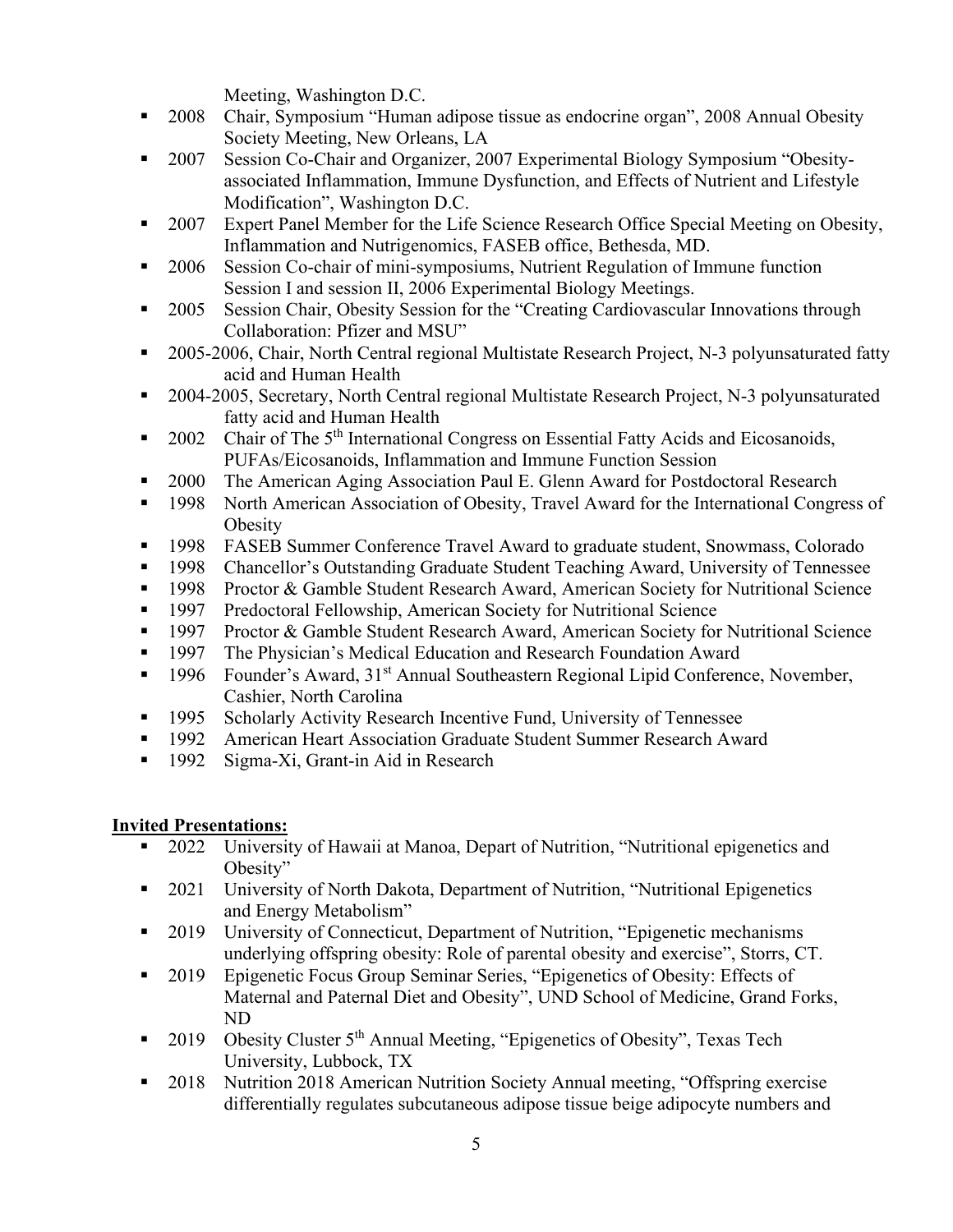Meeting, Washington D.C.

- 2008 Chair, Symposium "Human adipose tissue as endocrine organ", 2008 Annual Obesity Society Meeting, New Orleans, LA
- 2007 Session Co-Chair and Organizer, 2007 Experimental Biology Symposium "Obesity-associated Inflammation, Immune Dysfunction, and Effects of Nutrient and Lifestyle Modification", Washington D.C.
- 2007 Expert Panel Member for the Life Science Research Office Special Meeting on Obesity, Inflammation and Nutrigenomics, FASEB office, Bethesda, MD.
- 2006 Session Co-chair of mini-symposiums, Nutrient Regulation of Immune function Session I and session II, 2006 Experimental Biology Meetings.
- 2005 Session Chair, Obesity Session for the "Creating Cardiovascular Innovations through Collaboration: Pfizer and MSU"
- 2005-2006, Chair, North Central regional Multistate Research Project, N-3 polyunsaturated fatty acid and Human Health
- 2004-2005, Secretary, North Central regional Multistate Research Project, N-3 polyunsaturated fatty acid and Human Health
- 2002 Chair of The 5th International Congress on Essential Fatty Acids and Eicosanoids, PUFAs/Eicosanoids, Inflammation and Immune Function Session
- 2000 The American Aging Association Paul E. Glenn Award for Postdoctoral Research
- 1998 North American Association of Obesity, Travel Award for the International Congress of Obesity
- 1998 FASEB Summer Conference Travel Award to graduate student, Snowmass, Colorado
- 1998 Chancellor's Outstanding Graduate Student Teaching Award, University of Tennessee
- 1998 Proctor & Gamble Student Research Award, American Society for Nutritional Science
- 1997 Predoctoral Fellowship, American Society for Nutritional Science
- 1997 Proctor & Gamble Student Research Award, American Society for Nutritional Science
- 1997 The Physician's Medical Education and Research Foundation Award
- 1996 Founder's Award, 31st Annual Southeastern Regional Lipid Conference, November, Cashier, North Carolina
- 1995 Scholarly Activity Research Incentive Fund, University of Tennessee
- 1992 American Heart Association Graduate Student Summer Research Award
- 1992 Sigma-Xi, Grant-in Aid in Research

**Invited Presentations:**

- 2022 University of Hawaii at Manoa, Depart of Nutrition, "Nutritional epigenetics and Obesity"
- 2021 University of North Dakota, Department of Nutrition, "Nutritional Epigenetics and Energy Metabolism"
- 2019 University of Connecticut, Department of Nutrition, "Epigenetic mechanisms underlying offspring obesity: Role of parental obesity and exercise", Storrs, CT.
- 2019 Epigenetic Focus Group Seminar Series, "Epigenetics of Obesity: Effects of Maternal and Paternal Diet and Obesity", UND School of Medicine, Grand Forks, ND
- 2019 Obesity Cluster 5th Annual Meeting, "Epigenetics of Obesity", Texas Tech University, Lubbock, TX
- 2018 Nutrition 2018 American Nutrition Society Annual meeting, "Offspring exercise differentially regulates subcutaneous adipose tissue beige adipocyte numbers and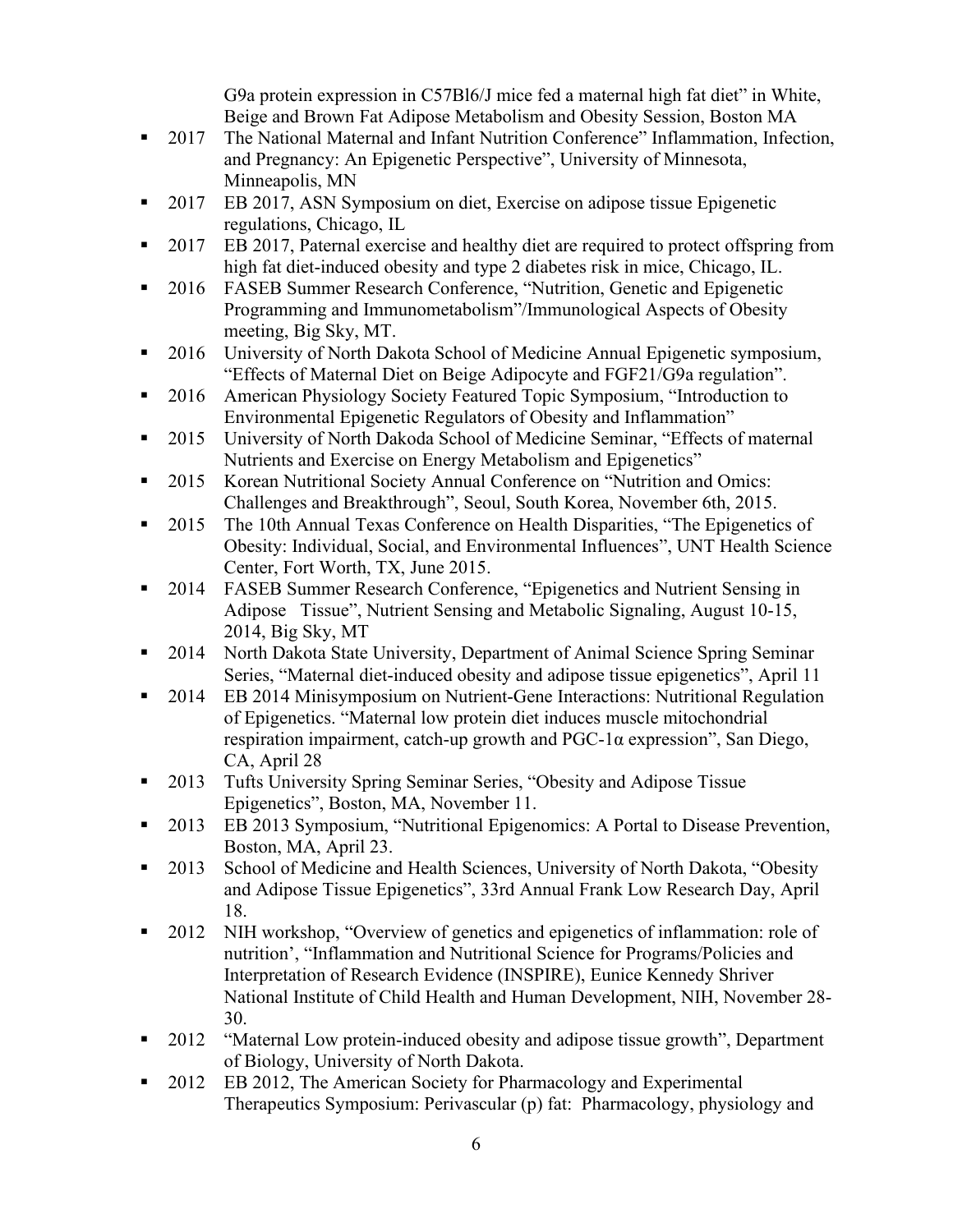G9a protein expression in C57Bl6/J mice fed a maternal high fat diet" in White, Beige and Brown Fat Adipose Metabolism and Obesity Session, Boston MA

- 2017 The National Maternal and Infant Nutrition Conference" Inflammation, Infection, and Pregnancy: An Epigenetic Perspective", University of Minnesota, Minneapolis, MN
- 2017 EB 2017, ASN Symposium on diet, Exercise on adipose tissue Epigenetic regulations, Chicago, IL
- 2017 EB 2017, Paternal exercise and healthy diet are required to protect offspring from high fat diet-induced obesity and type 2 diabetes risk in mice, Chicago, IL.
- 2016 FASEB Summer Research Conference, "Nutrition, Genetic and Epigenetic Programming and Immunometabolism"/Immunological Aspects of Obesity meeting, Big Sky, MT.
- 2016 University of North Dakota School of Medicine Annual Epigenetic symposium, "Effects of Maternal Diet on Beige Adipocyte and FGF21/G9a regulation".
- 2016 American Physiology Society Featured Topic Symposium, "Introduction to Environmental Epigenetic Regulators of Obesity and Inflammation"
- 2015 University of North Dakoda School of Medicine Seminar, "Effects of maternal Nutrients and Exercise on Energy Metabolism and Epigenetics"
- 2015 Korean Nutritional Society Annual Conference on "Nutrition and Omics: Challenges and Breakthrough", Seoul, South Korea, November 6th, 2015.
- 2015 The 10th Annual Texas Conference on Health Disparities, "The Epigenetics of Obesity: Individual, Social, and Environmental Influences", UNT Health Science Center, Fort Worth, TX, June 2015.
- 2014 FASEB Summer Research Conference, "Epigenetics and Nutrient Sensing in Adipose Tissue", Nutrient Sensing and Metabolic Signaling, August 10-15, 2014, Big Sky, MT
- 2014 North Dakota State University, Department of Animal Science Spring Seminar Series, "Maternal diet-induced obesity and adipose tissue epigenetics", April 11
- 2014 EB 2014 Minisymposium on Nutrient-Gene Interactions: Nutritional Regulation of Epigenetics. "Maternal low protein diet induces muscle mitochondrial respiration impairment, catch-up growth and PGC-1α expression", San Diego, CA, April 28
- 2013 Tufts University Spring Seminar Series, "Obesity and Adipose Tissue Epigenetics", Boston, MA, November 11.
- 2013 EB 2013 Symposium, "Nutritional Epigenomics: A Portal to Disease Prevention, Boston, MA, April 23.
- 2013 School of Medicine and Health Sciences, University of North Dakota, "Obesity and Adipose Tissue Epigenetics", 33rd Annual Frank Low Research Day, April 18.
- 2012 NIH workshop, "Overview of genetics and epigenetics of inflammation: role of nutrition', "Inflammation and Nutritional Science for Programs/Policies and Interpretation of Research Evidence (INSPIRE), Eunice Kennedy Shriver National Institute of Child Health and Human Development, NIH, November 28-30.
- 2012 "Maternal Low protein-induced obesity and adipose tissue growth", Department of Biology, University of North Dakota.
- 2012 EB 2012, The American Society for Pharmacology and Experimental Therapeutics Symposium: Perivascular (p) fat: Pharmacology, physiology and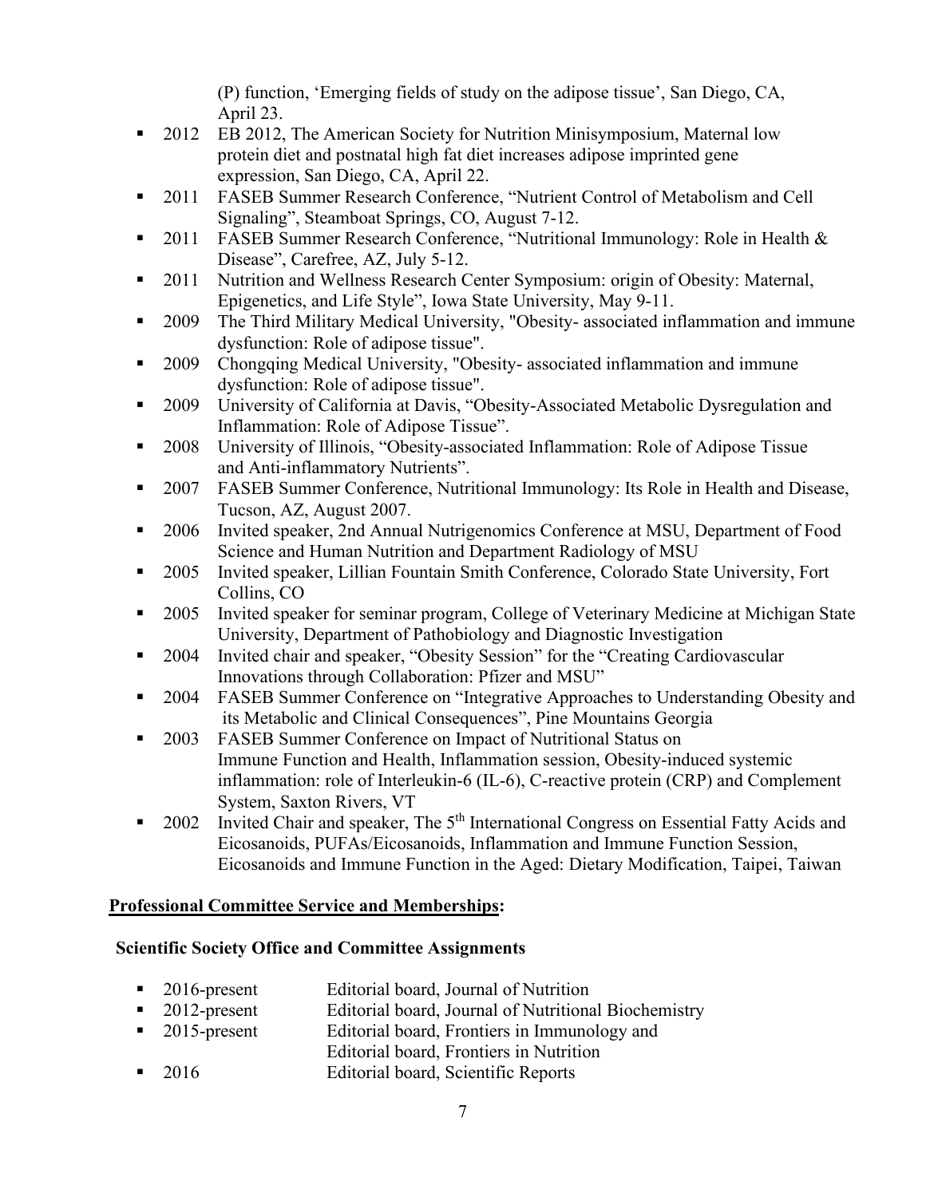(P) function, 'Emerging fields of study on the adipose tissue', San Diego, CA, April 23.

- 2012 EB 2012, The American Society for Nutrition Minisymposium, Maternal low protein diet and postnatal high fat diet increases adipose imprinted gene expression, San Diego, CA, April 22.
- 2011 FASEB Summer Research Conference, "Nutrient Control of Metabolism and Cell Signaling", Steamboat Springs, CO, August 7-12.
- 2011 FASEB Summer Research Conference, "Nutritional Immunology: Role in Health & Disease", Carefree, AZ, July 5-12.
- 2011 Nutrition and Wellness Research Center Symposium: origin of Obesity: Maternal, Epigenetics, and Life Style", Iowa State University, May 9-11.
- 2009 The Third Military Medical University, "Obesity- associated inflammation and immune dysfunction: Role of adipose tissue".
- 2009 Chongqing Medical University, "Obesity- associated inflammation and immune dysfunction: Role of adipose tissue".
- 2009 University of California at Davis, "Obesity-Associated Metabolic Dysregulation and Inflammation: Role of Adipose Tissue".
- 2008 University of Illinois, "Obesity-associated Inflammation: Role of Adipose Tissue and Anti-inflammatory Nutrients".
- 2007 FASEB Summer Conference, Nutritional Immunology: Its Role in Health and Disease, Tucson, AZ, August 2007.
- 2006 Invited speaker, 2nd Annual Nutrigenomics Conference at MSU, Department of Food Science and Human Nutrition and Department Radiology of MSU
- 2005 Invited speaker, Lillian Fountain Smith Conference, Colorado State University, Fort Collins, CO
- 2005 Invited speaker for seminar program, College of Veterinary Medicine at Michigan State University, Department of Pathobiology and Diagnostic Investigation
- 2004 Invited chair and speaker, "Obesity Session" for the "Creating Cardiovascular Innovations through Collaboration: Pfizer and MSU"
- 2004 FASEB Summer Conference on "Integrative Approaches to Understanding Obesity and its Metabolic and Clinical Consequences", Pine Mountains Georgia
- 2003 FASEB Summer Conference on Impact of Nutritional Status on Immune Function and Health, Inflammation session, Obesity-induced systemic inflammation: role of Interleukin-6 (IL-6), C-reactive protein (CRP) and Complement System, Saxton Rivers, VT
- 2002 Invited Chair and speaker, The 5th International Congress on Essential Fatty Acids and Eicosanoids, PUFAs/Eicosanoids, Inflammation and Immune Function Session, Eicosanoids and Immune Function in the Aged: Dietary Modification, Taipei, Taiwan

## Professional Committee Service and Memberships:

### Scientific Society Office and Committee Assignments

- 2016-present Editorial board, Journal of Nutrition
- 2012-present Editorial board, Journal of Nutritional Biochemistry
- 2015-present Editorial board, Frontiers in Immunology and Editorial board, Frontiers in Nutrition
- 2016 Editorial board, Scientific Reports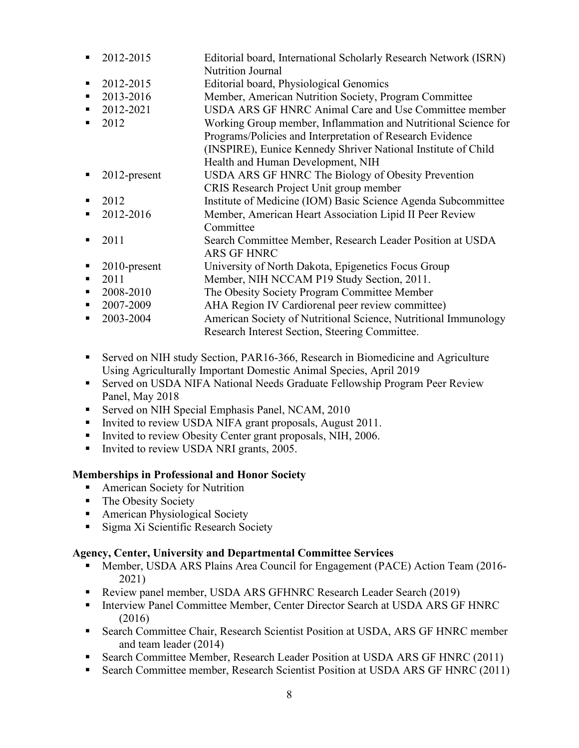- 2012-2015 Editorial board, International Scholarly Research Network (ISRN) Nutrition Journal
- 2012-2015 Editorial board, Physiological Genomics
- 2013-2016 Member, American Nutrition Society, Program Committee
- 2012-2021 USDA ARS GF HNRC Animal Care and Use Committee member
- 2012 Working Group member, Inflammation and Nutritional Science for Programs/Policies and Interpretation of Research Evidence (INSPIRE), Eunice Kennedy Shriver National Institute of Child Health and Human Development, NIH
- 2012-present USDA ARS GF HNRC The Biology of Obesity Prevention CRIS Research Project Unit group member
- 2012 Institute of Medicine (IOM) Basic Science Agenda Subcommittee
- 2012-2016 Member, American Heart Association Lipid II Peer Review Committee
- 2011 Search Committee Member, Research Leader Position at USDA ARS GF HNRC
- 2010-present University of North Dakota, Epigenetics Focus Group
- 2011 Member, NIH NCCAM P19 Study Section, 2011.
- 2008-2010 The Obesity Society Program Committee Member
- 2007-2009 AHA Region IV Cardiorenal peer review committee)
- 2003-2004 American Society of Nutritional Science, Nutritional Immunology Research Interest Section, Steering Committee.

- Served on NIH study Section, PAR16-366, Research in Biomedicine and Agriculture Using Agriculturally Important Domestic Animal Species, April 2019
- Served on USDA NIFA National Needs Graduate Fellowship Program Peer Review Panel, May 2018
- Served on NIH Special Emphasis Panel, NCAM, 2010
- Invited to review USDA NIFA grant proposals, August 2011.
- Invited to review Obesity Center grant proposals, NIH, 2006.
- Invited to review USDA NRI grants, 2005.

**Memberships in Professional and Honor Society**

- American Society for Nutrition
- The Obesity Society
- American Physiological Society
- Sigma Xi Scientific Research Society

**Agency, Center, University and Departmental Committee Services**

- Member, USDA ARS Plains Area Council for Engagement (PACE) Action Team (2016-2021)
- Review panel member, USDA ARS GFHNRC Research Leader Search (2019)
- Interview Panel Committee Member, Center Director Search at USDA ARS GF HNRC (2016)
- Search Committee Chair, Research Scientist Position at USDA, ARS GF HNRC member and team leader (2014)
- Search Committee Member, Research Leader Position at USDA ARS GF HNRC (2011)
- Search Committee member, Research Scientist Position at USDA ARS GF HNRC (2011)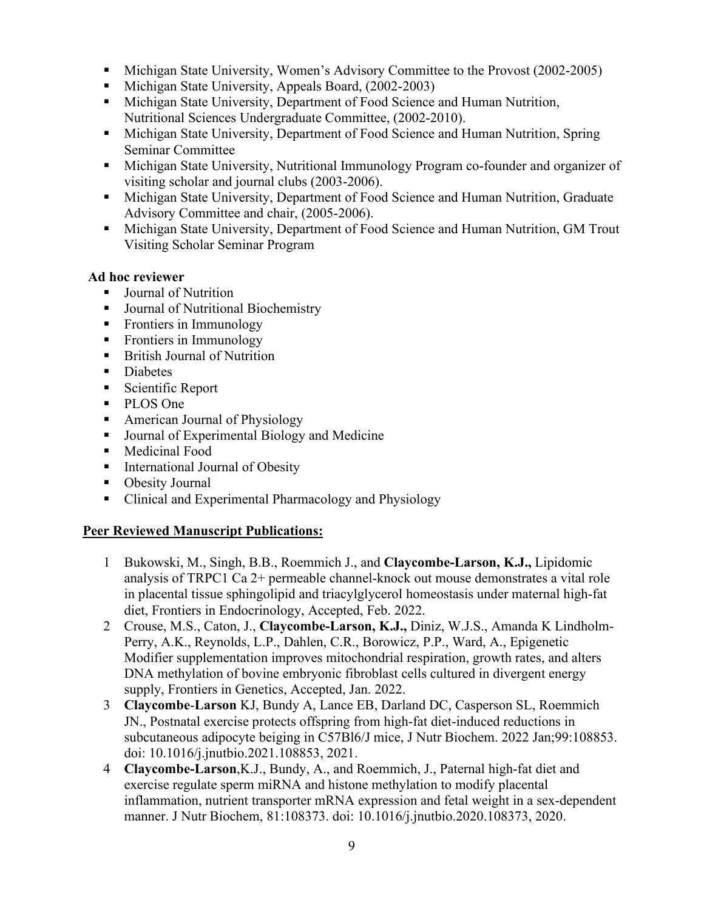- Michigan State University, Women's Advisory Committee to the Provost (2002-2005)
- Michigan State University, Appeals Board, (2002-2003)
- Michigan State University, Department of Food Science and Human Nutrition, Nutritional Sciences Undergraduate Committee, (2002-2010).
- Michigan State University, Department of Food Science and Human Nutrition, Spring Seminar Committee
- Michigan State University, Nutritional Immunology Program co-founder and organizer of visiting scholar and journal clubs (2003-2006).
- Michigan State University, Department of Food Science and Human Nutrition, Graduate Advisory Committee and chair, (2005-2006).
- Michigan State University, Department of Food Science and Human Nutrition, GM Trout Visiting Scholar Seminar Program

**Ad hoc reviewer**

- Journal of Nutrition
- Journal of Nutritional Biochemistry
- Frontiers in Immunology
- Frontiers in Immunology
- British Journal of Nutrition
- Diabetes
- Scientific Report
- PLOS One
- American Journal of Physiology
- Journal of Experimental Biology and Medicine
- Medicinal Food
- International Journal of Obesity
- Obesity Journal
- Clinical and Experimental Pharmacology and Physiology

**<u>Peer Reviewed Manuscript Publications:</u>**

1. Bukowski, M., Singh, B.B., Roemmich J., and **Claycombe-Larson, K.J.,** Lipidomic analysis of TRPC1 Ca 2+ permeable channel-knock out mouse demonstrates a vital role in placental tissue sphingolipid and triacylglycerol homeostasis under maternal high-fat diet, Frontiers in Endocrinology, Accepted, Feb. 2022.
2. Crouse, M.S., Caton, J., **Claycombe-Larson, K.J.,** Diniz, W.J.S., Amanda K Lindholm-Perry, A.K., Reynolds, L.P., Dahlen, C.R., Borowicz, P.P., Ward, A., Epigenetic Modifier supplementation improves mitochondrial respiration, growth rates, and alters DNA methylation of bovine embryonic fibroblast cells cultured in divergent energy supply, Frontiers in Genetics, Accepted, Jan. 2022.
3. **Claycombe-Larson** KJ, Bundy A, Lance EB, Darland DC, Casperson SL, Roemmich JN., Postnatal exercise protects offspring from high-fat diet-induced reductions in subcutaneous adipocyte beiging in C57Bl6/J mice, J Nutr Biochem. 2022 Jan;99:108853. doi: 10.1016/j.jnutbio.2021.108853, 2021.
4. **Claycombe-Larson**,K.J., Bundy, A., and Roemmich, J., Paternal high-fat diet and exercise regulate sperm miRNA and histone methylation to modify placental inflammation, nutrient transporter mRNA expression and fetal weight in a sex-dependent manner. J Nutr Biochem, 81:108373. doi: 10.1016/j.jnutbio.2020.108373, 2020.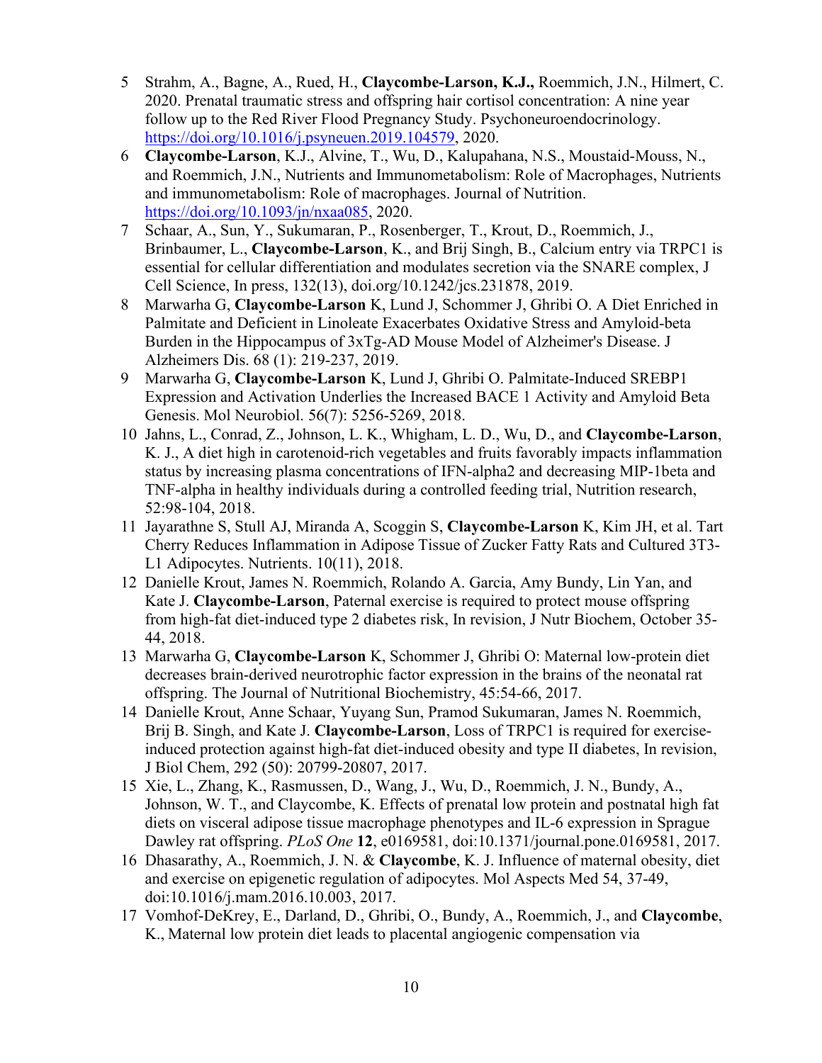5. Strahm, A., Bagne, A., Rued, H., **Claycombe-Larson, K.J.,** Roemmich, J.N., Hilmert, C. 2020. Prenatal traumatic stress and offspring hair cortisol concentration: A nine year follow up to the Red River Flood Pregnancy Study. Psychoneuroendocrinology. https://doi.org/10.1016/j.psyneuen.2019.104579, 2020.
6. **Claycombe-Larson**, K.J., Alvine, T., Wu, D., Kalupahana, N.S., Moustaid-Mouss, N., and Roemmich, J.N., Nutrients and Immunometabolism: Role of Macrophages, Nutrients and immunometabolism: Role of macrophages. Journal of Nutrition. https://doi.org/10.1093/jn/nxaa085, 2020.
7. Schaar, A., Sun, Y., Sukumaran, P., Rosenberger, T., Krout, D., Roemmich, J., Brinbaumer, L., **Claycombe-Larson**, K., and Brij Singh, B., Calcium entry via TRPC1 is essential for cellular differentiation and modulates secretion via the SNARE complex, J Cell Science, In press, 132(13), doi.org/10.1242/jcs.231878, 2019.
8. Marwarha G, **Claycombe-Larson** K, Lund J, Schommer J, Ghribi O. A Diet Enriched in Palmitate and Deficient in Linoleate Exacerbates Oxidative Stress and Amyloid-beta Burden in the Hippocampus of 3xTg-AD Mouse Model of Alzheimer's Disease. J Alzheimers Dis. 68 (1): 219-237, 2019.
9. Marwarha G, **Claycombe-Larson** K, Lund J, Ghribi O. Palmitate-Induced SREBP1 Expression and Activation Underlies the Increased BACE 1 Activity and Amyloid Beta Genesis. Mol Neurobiol. 56(7): 5256-5269, 2018.
10. Jahns, L., Conrad, Z., Johnson, L. K., Whigham, L. D., Wu, D., and **Claycombe-Larson**, K. J., A diet high in carotenoid-rich vegetables and fruits favorably impacts inflammation status by increasing plasma concentrations of IFN-alpha2 and decreasing MIP-1beta and TNF-alpha in healthy individuals during a controlled feeding trial, Nutrition research, 52:98-104, 2018.
11. Jayarathne S, Stull AJ, Miranda A, Scoggin S, **Claycombe-Larson** K, Kim JH, et al. Tart Cherry Reduces Inflammation in Adipose Tissue of Zucker Fatty Rats and Cultured 3T3-L1 Adipocytes. Nutrients. 10(11), 2018.
12. Danielle Krout, James N. Roemmich, Rolando A. Garcia, Amy Bundy, Lin Yan, and Kate J. **Claycombe-Larson**, Paternal exercise is required to protect mouse offspring from high-fat diet-induced type 2 diabetes risk, In revision, J Nutr Biochem, October 35-44, 2018.
13. Marwarha G, **Claycombe-Larson** K, Schommer J, Ghribi O: Maternal low-protein diet decreases brain-derived neurotrophic factor expression in the brains of the neonatal rat offspring. The Journal of Nutritional Biochemistry, 45:54-66, 2017.
14. Danielle Krout, Anne Schaar, Yuyang Sun, Pramod Sukumaran, James N. Roemmich, Brij B. Singh, and Kate J. **Claycombe-Larson**, Loss of TRPC1 is required for exercise-induced protection against high-fat diet-induced obesity and type II diabetes, In revision, J Biol Chem, 292 (50): 20799-20807, 2017.
15. Xie, L., Zhang, K., Rasmussen, D., Wang, J., Wu, D., Roemmich, J. N., Bundy, A., Johnson, W. T., and Claycombe, K. Effects of prenatal low protein and postnatal high fat diets on visceral adipose tissue macrophage phenotypes and IL-6 expression in Sprague Dawley rat offspring. *PLoS One* **12**, e0169581, doi:10.1371/journal.pone.0169581, 2017.
16. Dhasarathy, A., Roemmich, J. N. & **Claycombe**, K. J. Influence of maternal obesity, diet and exercise on epigenetic regulation of adipocytes. Mol Aspects Med 54, 37-49, doi:10.1016/j.mam.2016.10.003, 2017.
17. Vomhof-DeKrey, E., Darland, D., Ghribi, O., Bundy, A., Roemmich, J., and **Claycombe**, K., Maternal low protein diet leads to placental angiogenic compensation via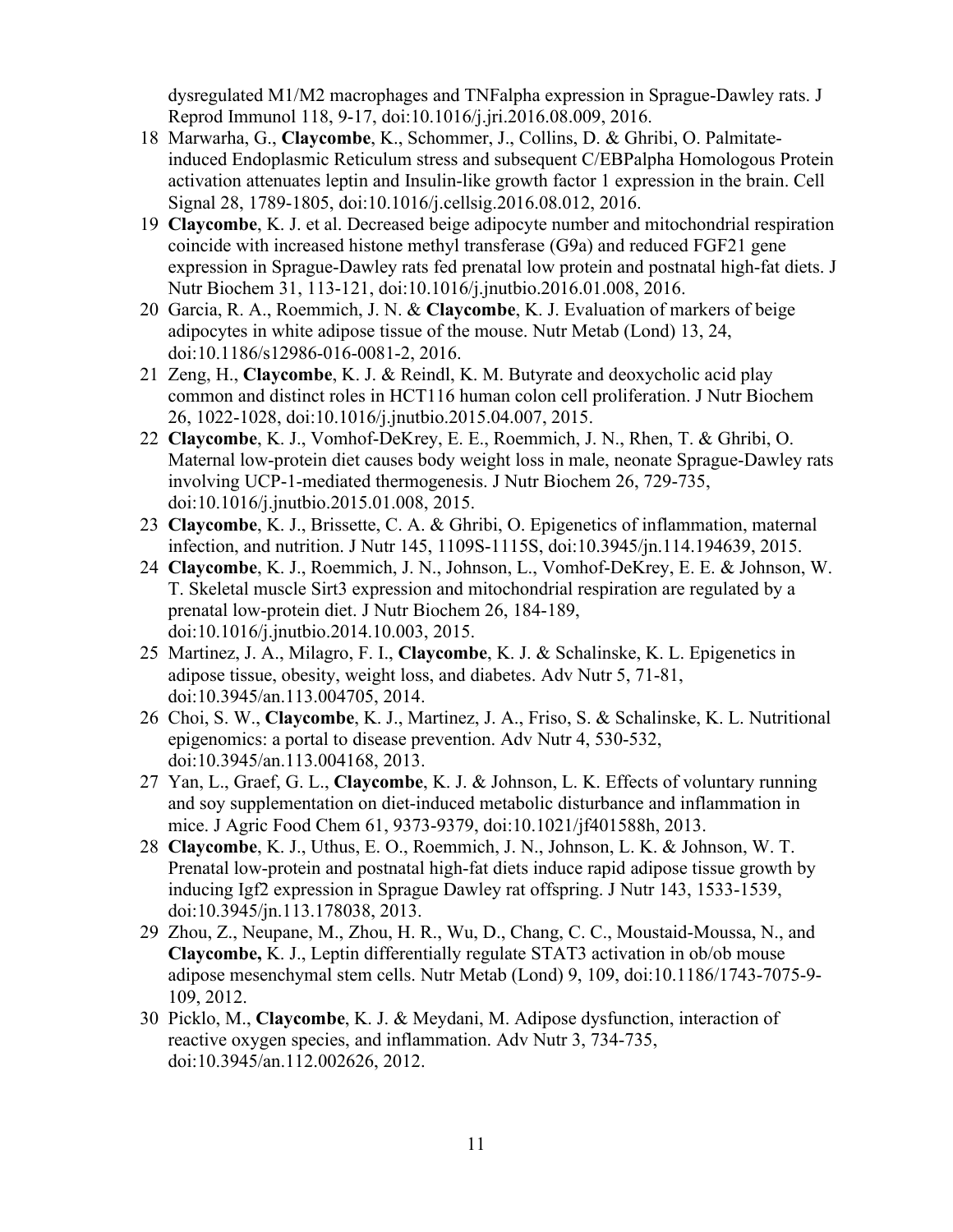dysregulated M1/M2 macrophages and TNFalpha expression in Sprague-Dawley rats. J Reprod Immunol 118, 9-17, doi:10.1016/j.jri.2016.08.009, 2016.

18 Marwarha, G., **Claycombe**, K., Schommer, J., Collins, D. & Ghribi, O. Palmitate-induced Endoplasmic Reticulum stress and subsequent C/EBPalpha Homologous Protein activation attenuates leptin and Insulin-like growth factor 1 expression in the brain. Cell Signal 28, 1789-1805, doi:10.1016/j.cellsig.2016.08.012, 2016.

19 **Claycombe**, K. J. et al. Decreased beige adipocyte number and mitochondrial respiration coincide with increased histone methyl transferase (G9a) and reduced FGF21 gene expression in Sprague-Dawley rats fed prenatal low protein and postnatal high-fat diets. J Nutr Biochem 31, 113-121, doi:10.1016/j.jnutbio.2016.01.008, 2016.

20 Garcia, R. A., Roemmich, J. N. & **Claycombe**, K. J. Evaluation of markers of beige adipocytes in white adipose tissue of the mouse. Nutr Metab (Lond) 13, 24, doi:10.1186/s12986-016-0081-2, 2016.

21 Zeng, H., **Claycombe**, K. J. & Reindl, K. M. Butyrate and deoxycholic acid play common and distinct roles in HCT116 human colon cell proliferation. J Nutr Biochem 26, 1022-1028, doi:10.1016/j.jnutbio.2015.04.007, 2015.

22 **Claycombe**, K. J., Vomhof-DeKrey, E. E., Roemmich, J. N., Rhen, T. & Ghribi, O. Maternal low-protein diet causes body weight loss in male, neonate Sprague-Dawley rats involving UCP-1-mediated thermogenesis. J Nutr Biochem 26, 729-735, doi:10.1016/j.jnutbio.2015.01.008, 2015.

23 **Claycombe**, K. J., Brissette, C. A. & Ghribi, O. Epigenetics of inflammation, maternal infection, and nutrition. J Nutr 145, 1109S-1115S, doi:10.3945/jn.114.194639, 2015.

24 **Claycombe**, K. J., Roemmich, J. N., Johnson, L., Vomhof-DeKrey, E. E. & Johnson, W. T. Skeletal muscle Sirt3 expression and mitochondrial respiration are regulated by a prenatal low-protein diet. J Nutr Biochem 26, 184-189, doi:10.1016/j.jnutbio.2014.10.003, 2015.

25 Martinez, J. A., Milagro, F. I., **Claycombe**, K. J. & Schalinske, K. L. Epigenetics in adipose tissue, obesity, weight loss, and diabetes. Adv Nutr 5, 71-81, doi:10.3945/an.113.004705, 2014.

26 Choi, S. W., **Claycombe**, K. J., Martinez, J. A., Friso, S. & Schalinske, K. L. Nutritional epigenomics: a portal to disease prevention. Adv Nutr 4, 530-532, doi:10.3945/an.113.004168, 2013.

27 Yan, L., Graef, G. L., **Claycombe**, K. J. & Johnson, L. K. Effects of voluntary running and soy supplementation on diet-induced metabolic disturbance and inflammation in mice. J Agric Food Chem 61, 9373-9379, doi:10.1021/jf401588h, 2013.

28 **Claycombe**, K. J., Uthus, E. O., Roemmich, J. N., Johnson, L. K. & Johnson, W. T. Prenatal low-protein and postnatal high-fat diets induce rapid adipose tissue growth by inducing Igf2 expression in Sprague Dawley rat offspring. J Nutr 143, 1533-1539, doi:10.3945/jn.113.178038, 2013.

29 Zhou, Z., Neupane, M., Zhou, H. R., Wu, D., Chang, C. C., Moustaid-Moussa, N., and **Claycombe,** K. J., Leptin differentially regulate STAT3 activation in ob/ob mouse adipose mesenchymal stem cells. Nutr Metab (Lond) 9, 109, doi:10.1186/1743-7075-9-109, 2012.

30 Picklo, M., **Claycombe**, K. J. & Meydani, M. Adipose dysfunction, interaction of reactive oxygen species, and inflammation. Adv Nutr 3, 734-735, doi:10.3945/an.112.002626, 2012.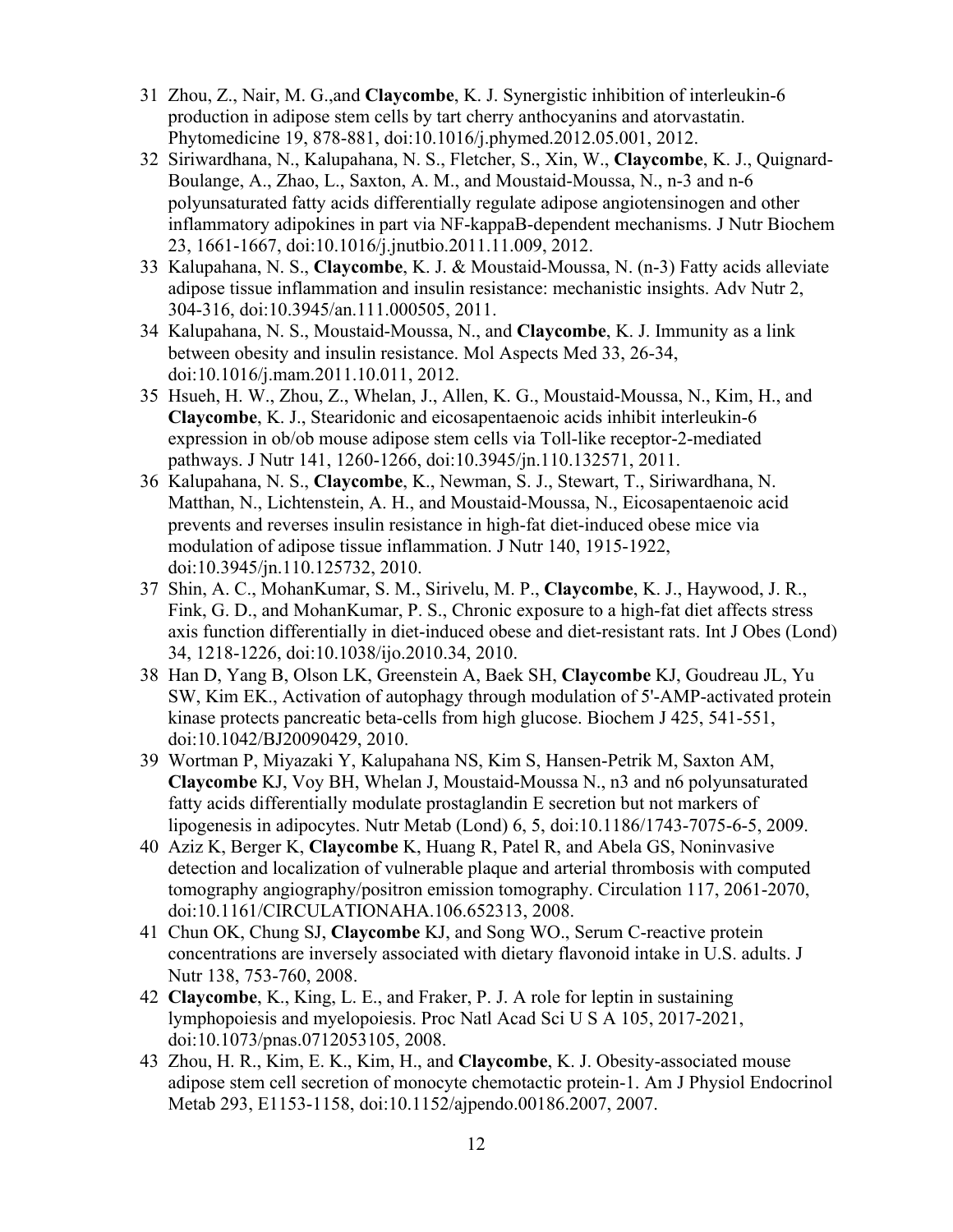31 Zhou, Z., Nair, M. G.,and **Claycombe**, K. J. Synergistic inhibition of interleukin-6 production in adipose stem cells by tart cherry anthocyanins and atorvastatin. Phytomedicine 19, 878-881, doi:10.1016/j.phymed.2012.05.001, 2012.

32 Siriwardhana, N., Kalupahana, N. S., Fletcher, S., Xin, W., **Claycombe**, K. J., Quignard-Boulange, A., Zhao, L., Saxton, A. M., and Moustaid-Moussa, N., n-3 and n-6 polyunsaturated fatty acids differentially regulate adipose angiotensinogen and other inflammatory adipokines in part via NF-kappaB-dependent mechanisms. J Nutr Biochem 23, 1661-1667, doi:10.1016/j.jnutbio.2011.11.009, 2012.

33 Kalupahana, N. S., **Claycombe**, K. J. & Moustaid-Moussa, N. (n-3) Fatty acids alleviate adipose tissue inflammation and insulin resistance: mechanistic insights. Adv Nutr 2, 304-316, doi:10.3945/an.111.000505, 2011.

34 Kalupahana, N. S., Moustaid-Moussa, N., and **Claycombe**, K. J. Immunity as a link between obesity and insulin resistance. Mol Aspects Med 33, 26-34, doi:10.1016/j.mam.2011.10.011, 2012.

35 Hsueh, H. W., Zhou, Z., Whelan, J., Allen, K. G., Moustaid-Moussa, N., Kim, H., and **Claycombe**, K. J., Stearidonic and eicosapentaenoic acids inhibit interleukin-6 expression in ob/ob mouse adipose stem cells via Toll-like receptor-2-mediated pathways. J Nutr 141, 1260-1266, doi:10.3945/jn.110.132571, 2011.

36 Kalupahana, N. S., **Claycombe**, K., Newman, S. J., Stewart, T., Siriwardhana, N. Matthan, N., Lichtenstein, A. H., and Moustaid-Moussa, N., Eicosapentaenoic acid prevents and reverses insulin resistance in high-fat diet-induced obese mice via modulation of adipose tissue inflammation. J Nutr 140, 1915-1922, doi:10.3945/jn.110.125732, 2010.

37 Shin, A. C., MohanKumar, S. M., Sirivelu, M. P., **Claycombe**, K. J., Haywood, J. R., Fink, G. D., and MohanKumar, P. S., Chronic exposure to a high-fat diet affects stress axis function differentially in diet-induced obese and diet-resistant rats. Int J Obes (Lond) 34, 1218-1226, doi:10.1038/ijo.2010.34, 2010.

38 Han D, Yang B, Olson LK, Greenstein A, Baek SH, **Claycombe** KJ, Goudreau JL, Yu SW, Kim EK., Activation of autophagy through modulation of 5'-AMP-activated protein kinase protects pancreatic beta-cells from high glucose. Biochem J 425, 541-551, doi:10.1042/BJ20090429, 2010.

39 Wortman P, Miyazaki Y, Kalupahana NS, Kim S, Hansen-Petrik M, Saxton AM, **Claycombe** KJ, Voy BH, Whelan J, Moustaid-Moussa N., n3 and n6 polyunsaturated fatty acids differentially modulate prostaglandin E secretion but not markers of lipogenesis in adipocytes. Nutr Metab (Lond) 6, 5, doi:10.1186/1743-7075-6-5, 2009.

40 Aziz K, Berger K, **Claycombe** K, Huang R, Patel R, and Abela GS, Noninvasive detection and localization of vulnerable plaque and arterial thrombosis with computed tomography angiography/positron emission tomography. Circulation 117, 2061-2070, doi:10.1161/CIRCULATIONAHA.106.652313, 2008.

41 Chun OK, Chung SJ, **Claycombe** KJ, and Song WO., Serum C-reactive protein concentrations are inversely associated with dietary flavonoid intake in U.S. adults. J Nutr 138, 753-760, 2008.

42 **Claycombe**, K., King, L. E., and Fraker, P. J. A role for leptin in sustaining lymphopoiesis and myelopoiesis. Proc Natl Acad Sci U S A 105, 2017-2021, doi:10.1073/pnas.0712053105, 2008.

43 Zhou, H. R., Kim, E. K., Kim, H., and **Claycombe**, K. J. Obesity-associated mouse adipose stem cell secretion of monocyte chemotactic protein-1. Am J Physiol Endocrinol Metab 293, E1153-1158, doi:10.1152/ajpendo.00186.2007, 2007.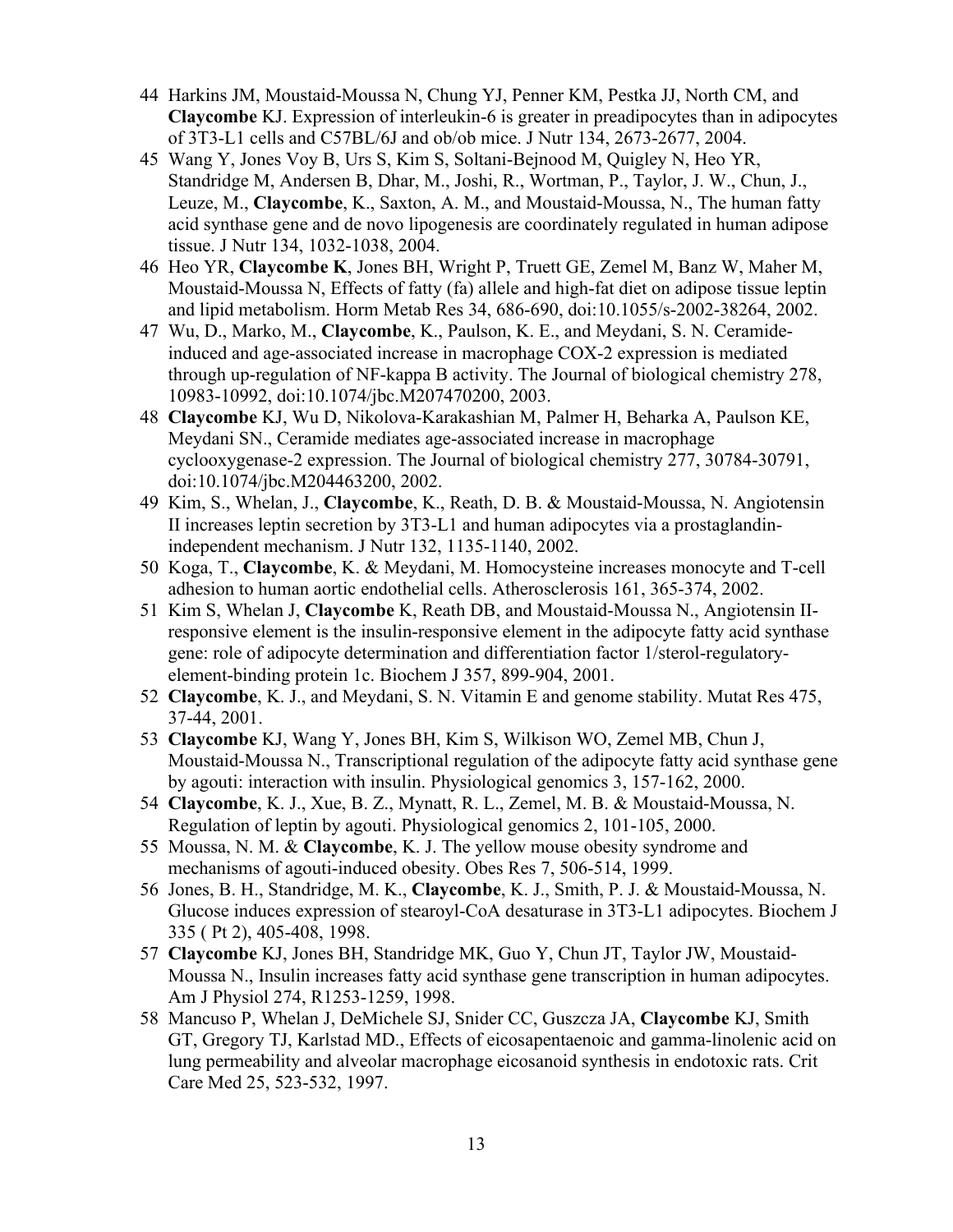44 Harkins JM, Moustaid-Moussa N, Chung YJ, Penner KM, Pestka JJ, North CM, and **Claycombe** KJ. Expression of interleukin-6 is greater in preadipocytes than in adipocytes of 3T3-L1 cells and C57BL/6J and ob/ob mice. J Nutr 134, 2673-2677, 2004.

45 Wang Y, Jones Voy B, Urs S, Kim S, Soltani-Bejnood M, Quigley N, Heo YR, Standridge M, Andersen B, Dhar, M., Joshi, R., Wortman, P., Taylor, J. W., Chun, J., Leuze, M., **Claycombe**, K., Saxton, A. M., and Moustaid-Moussa, N., The human fatty acid synthase gene and de novo lipogenesis are coordinately regulated in human adipose tissue. J Nutr 134, 1032-1038, 2004.

46 Heo YR, **Claycombe K**, Jones BH, Wright P, Truett GE, Zemel M, Banz W, Maher M, Moustaid-Moussa N, Effects of fatty (fa) allele and high-fat diet on adipose tissue leptin and lipid metabolism. Horm Metab Res 34, 686-690, doi:10.1055/s-2002-38264, 2002.

47 Wu, D., Marko, M., **Claycombe**, K., Paulson, K. E., and Meydani, S. N. Ceramide-induced and age-associated increase in macrophage COX-2 expression is mediated through up-regulation of NF-kappa B activity. The Journal of biological chemistry 278, 10983-10992, doi:10.1074/jbc.M207470200, 2003.

48 **Claycombe** KJ, Wu D, Nikolova-Karakashian M, Palmer H, Beharka A, Paulson KE, Meydani SN., Ceramide mediates age-associated increase in macrophage cyclooxygenase-2 expression. The Journal of biological chemistry 277, 30784-30791, doi:10.1074/jbc.M204463200, 2002.

49 Kim, S., Whelan, J., **Claycombe**, K., Reath, D. B. & Moustaid-Moussa, N. Angiotensin II increases leptin secretion by 3T3-L1 and human adipocytes via a prostaglandin-independent mechanism. J Nutr 132, 1135-1140, 2002.

50 Koga, T., **Claycombe**, K. & Meydani, M. Homocysteine increases monocyte and T-cell adhesion to human aortic endothelial cells. Atherosclerosis 161, 365-374, 2002.

51 Kim S, Whelan J, **Claycombe** K, Reath DB, and Moustaid-Moussa N., Angiotensin II-responsive element is the insulin-responsive element in the adipocyte fatty acid synthase gene: role of adipocyte determination and differentiation factor 1/sterol-regulatory-element-binding protein 1c. Biochem J 357, 899-904, 2001.

52 **Claycombe**, K. J., and Meydani, S. N. Vitamin E and genome stability. Mutat Res 475, 37-44, 2001.

53 **Claycombe** KJ, Wang Y, Jones BH, Kim S, Wilkison WO, Zemel MB, Chun J, Moustaid-Moussa N., Transcriptional regulation of the adipocyte fatty acid synthase gene by agouti: interaction with insulin. Physiological genomics 3, 157-162, 2000.

54 **Claycombe**, K. J., Xue, B. Z., Mynatt, R. L., Zemel, M. B. & Moustaid-Moussa, N. Regulation of leptin by agouti. Physiological genomics 2, 101-105, 2000.

55 Moussa, N. M. & **Claycombe**, K. J. The yellow mouse obesity syndrome and mechanisms of agouti-induced obesity. Obes Res 7, 506-514, 1999.

56 Jones, B. H., Standridge, M. K., **Claycombe**, K. J., Smith, P. J. & Moustaid-Moussa, N. Glucose induces expression of stearoyl-CoA desaturase in 3T3-L1 adipocytes. Biochem J 335 ( Pt 2), 405-408, 1998.

57 **Claycombe** KJ, Jones BH, Standridge MK, Guo Y, Chun JT, Taylor JW, Moustaid-Moussa N., Insulin increases fatty acid synthase gene transcription in human adipocytes. Am J Physiol 274, R1253-1259, 1998.

58 Mancuso P, Whelan J, DeMichele SJ, Snider CC, Guszcza JA, **Claycombe** KJ, Smith GT, Gregory TJ, Karlstad MD., Effects of eicosapentaenoic and gamma-linolenic acid on lung permeability and alveolar macrophage eicosanoid synthesis in endotoxic rats. Crit Care Med 25, 523-532, 1997.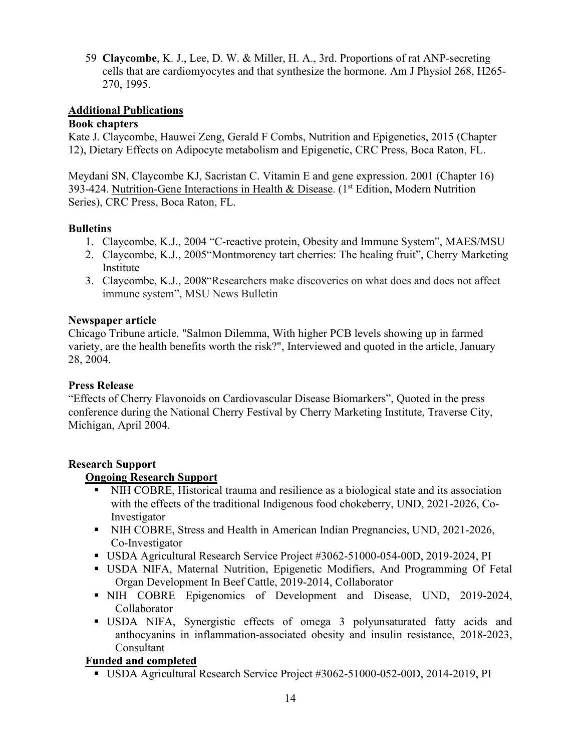59 **Claycombe**, K. J., Lee, D. W. & Miller, H. A., 3rd. Proportions of rat ANP-secreting cells that are cardiomyocytes and that synthesize the hormone. Am J Physiol 268, H265-270, 1995.

## Additional Publications

### Book chapters

Kate J. Claycombe, Hauwei Zeng, Gerald F Combs, Nutrition and Epigenetics, 2015 (Chapter 12), Dietary Effects on Adipocyte metabolism and Epigenetic, CRC Press, Boca Raton, FL.

Meydani SN, Claycombe KJ, Sacristan C. Vitamin E and gene expression. 2001 (Chapter 16) 393-424. Nutrition-Gene Interactions in Health & Disease. (1st Edition, Modern Nutrition Series), CRC Press, Boca Raton, FL.

### Bulletins

1. Claycombe, K.J., 2004 "C-reactive protein, Obesity and Immune System", MAES/MSU
2. Claycombe, K.J., 2005"Montmorency tart cherries: The healing fruit", Cherry Marketing Institute
3. Claycombe, K.J., 2008"Researchers make discoveries on what does and does not affect immune system", MSU News Bulletin

### Newspaper article

Chicago Tribune article. "Salmon Dilemma, With higher PCB levels showing up in farmed variety, are the health benefits worth the risk?", Interviewed and quoted in the article, January 28, 2004.

### Press Release

"Effects of Cherry Flavonoids on Cardiovascular Disease Biomarkers", Quoted in the press conference during the National Cherry Festival by Cherry Marketing Institute, Traverse City, Michigan, April 2004.

## Research Support

### Ongoing Research Support

- NIH COBRE, Historical trauma and resilience as a biological state and its association with the effects of the traditional Indigenous food chokeberry, UND, 2021-2026, Co-Investigator
- NIH COBRE, Stress and Health in American Indian Pregnancies, UND, 2021-2026, Co-Investigator
- USDA Agricultural Research Service Project #3062-51000-054-00D, 2019-2024, PI
- USDA NIFA, Maternal Nutrition, Epigenetic Modifiers, And Programming Of Fetal Organ Development In Beef Cattle, 2019-2014, Collaborator
- NIH COBRE Epigenomics of Development and Disease, UND, 2019-2024, Collaborator
- USDA NIFA, Synergistic effects of omega 3 polyunsaturated fatty acids and anthocyanins in inflammation-associated obesity and insulin resistance, 2018-2023, Consultant

### Funded and completed

- USDA Agricultural Research Service Project #3062-51000-052-00D, 2014-2019, PI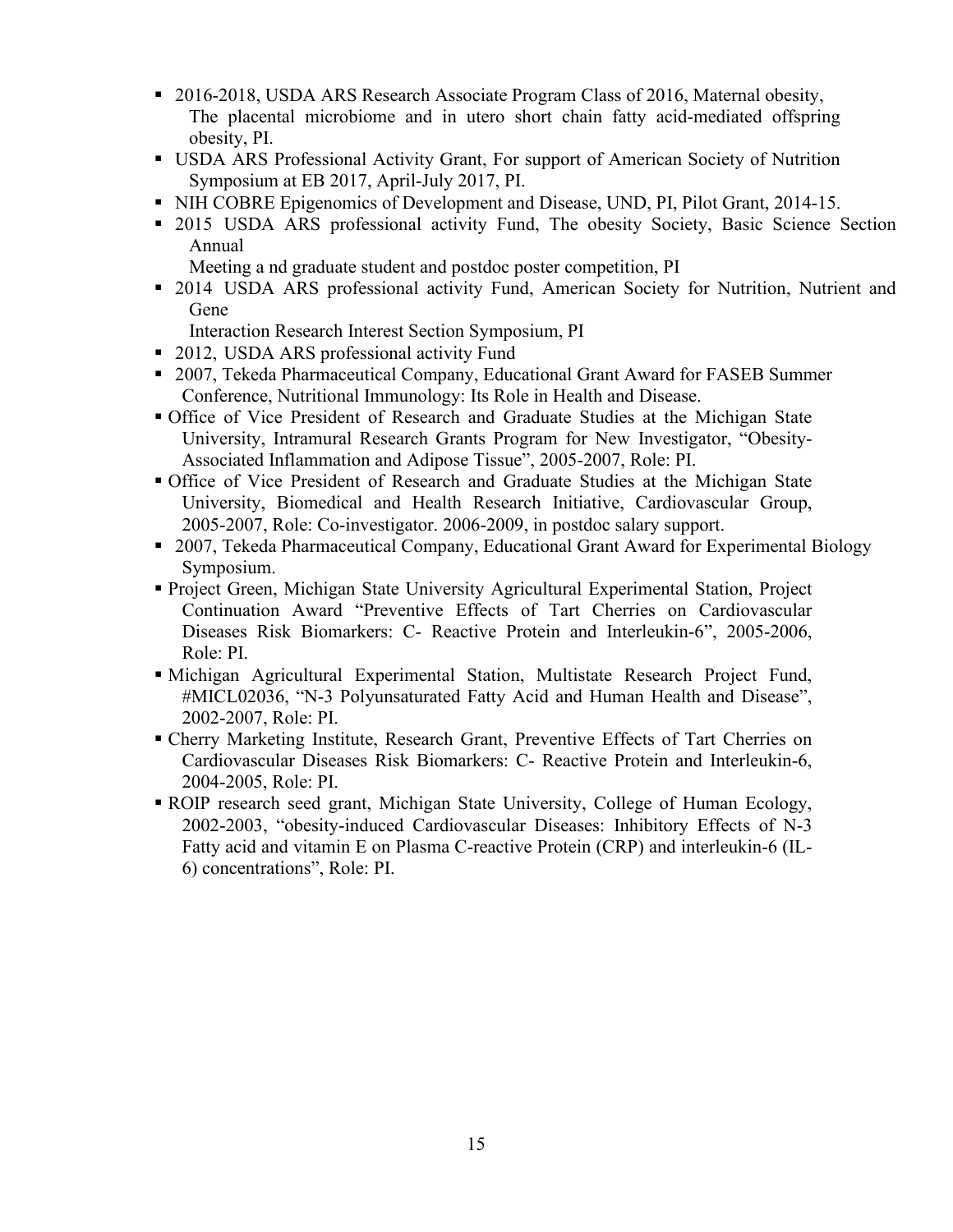- 2016-2018, USDA ARS Research Associate Program Class of 2016, Maternal obesity, The placental microbiome and in utero short chain fatty acid-mediated offspring obesity, PI.
- USDA ARS Professional Activity Grant, For support of American Society of Nutrition Symposium at EB 2017, April-July 2017, PI.
- NIH COBRE Epigenomics of Development and Disease, UND, PI, Pilot Grant, 2014-15.
- 2015 USDA ARS professional activity Fund, The obesity Society, Basic Science Section Annual
  Meeting a nd graduate student and postdoc poster competition, PI
- 2014 USDA ARS professional activity Fund, American Society for Nutrition, Nutrient and Gene
  Interaction Research Interest Section Symposium, PI
- 2012, USDA ARS professional activity Fund
- 2007, Tekeda Pharmaceutical Company, Educational Grant Award for FASEB Summer Conference, Nutritional Immunology: Its Role in Health and Disease.
- Office of Vice President of Research and Graduate Studies at the Michigan State University, Intramural Research Grants Program for New Investigator, "Obesity-Associated Inflammation and Adipose Tissue", 2005-2007, Role: PI.
- Office of Vice President of Research and Graduate Studies at the Michigan State University, Biomedical and Health Research Initiative, Cardiovascular Group, 2005-2007, Role: Co-investigator. 2006-2009, in postdoc salary support.
- 2007, Tekeda Pharmaceutical Company, Educational Grant Award for Experimental Biology Symposium.
- Project Green, Michigan State University Agricultural Experimental Station, Project Continuation Award "Preventive Effects of Tart Cherries on Cardiovascular Diseases Risk Biomarkers: C- Reactive Protein and Interleukin-6", 2005-2006, Role: PI.
- Michigan Agricultural Experimental Station, Multistate Research Project Fund, #MICL02036, "N-3 Polyunsaturated Fatty Acid and Human Health and Disease", 2002-2007, Role: PI.
- Cherry Marketing Institute, Research Grant, Preventive Effects of Tart Cherries on Cardiovascular Diseases Risk Biomarkers: C- Reactive Protein and Interleukin-6, 2004-2005, Role: PI.
- ROIP research seed grant, Michigan State University, College of Human Ecology, 2002-2003, "obesity-induced Cardiovascular Diseases: Inhibitory Effects of N-3 Fatty acid and vitamin E on Plasma C-reactive Protein (CRP) and interleukin-6 (IL-6) concentrations", Role: PI.